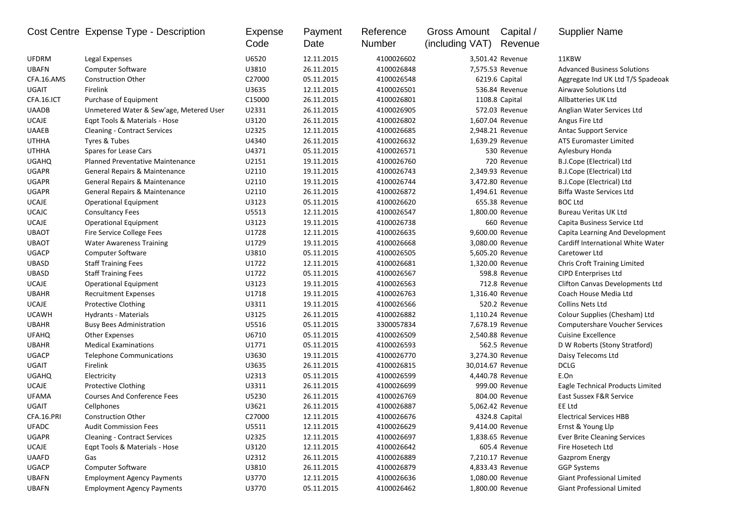| Cost Centre | Expense Type - Description | Expense Code | Payment Date | Reference Number | Gross Amount (including VAT) | Capital / Revenue | Supplier Name |
|---|---|---|---|---|---|---|---|
| UFDRM | Legal Expenses | U6520 | 12.11.2015 | 4100026602 | 3,501.42 | Revenue | 11KBW |
| UBAFN | Computer Software | U3810 | 26.11.2015 | 4100026848 | 7,575.53 | Revenue | Advanced Business Solutions |
| CFA.16.AMS | Construction Other | C27000 | 05.11.2015 | 4100026548 | 6219.6 | Capital | Aggregate Ind UK Ltd T/S Spadeoak |
| UGAIT | Firelink | U3635 | 12.11.2015 | 4100026501 | 536.84 | Revenue | Airwave Solutions Ltd |
| CFA.16.ICT | Purchase of Equipment | C15000 | 26.11.2015 | 4100026801 | 1108.8 | Capital | Allbatteries UK Ltd |
| UAADB | Unmetered Water & Sew'age, Metered User | U2331 | 26.11.2015 | 4100026905 | 572.03 | Revenue | Anglian Water Services Ltd |
| UCAJE | Eqpt Tools & Materials - Hose | U3120 | 26.11.2015 | 4100026802 | 1,607.04 | Revenue | Angus Fire Ltd |
| UAAEB | Cleaning - Contract Services | U2325 | 12.11.2015 | 4100026685 | 2,948.21 | Revenue | Antac Support Service |
| UTHHA | Tyres & Tubes | U4340 | 26.11.2015 | 4100026632 | 1,639.29 | Revenue | ATS Euromaster Limited |
| UTHHA | Spares for Lease Cars | U4371 | 05.11.2015 | 4100026571 | 530 | Revenue | Aylesbury Honda |
| UGAHQ | Planned Preventative Maintenance | U2151 | 19.11.2015 | 4100026760 | 720 | Revenue | B.J.Cope (Electrical) Ltd |
| UGAPR | General Repairs & Maintenance | U2110 | 19.11.2015 | 4100026743 | 2,349.93 | Revenue | B.J.Cope (Electrical) Ltd |
| UGAPR | General Repairs & Maintenance | U2110 | 19.11.2015 | 4100026744 | 3,472.80 | Revenue | B.J.Cope (Electrical) Ltd |
| UGAPR | General Repairs & Maintenance | U2110 | 26.11.2015 | 4100026872 | 1,494.61 | Revenue | Biffa Waste Services Ltd |
| UCAJE | Operational Equipment | U3123 | 05.11.2015 | 4100026620 | 655.38 | Revenue | BOC Ltd |
| UCAJC | Consultancy Fees | U5513 | 12.11.2015 | 4100026547 | 1,800.00 | Revenue | Bureau Veritas UK Ltd |
| UCAJE | Operational Equipment | U3123 | 19.11.2015 | 4100026738 | 660 | Revenue | Capita Business Service Ltd |
| UBAOT | Fire Service College Fees | U1728 | 12.11.2015 | 4100026635 | 9,600.00 | Revenue | Capita Learning And Development |
| UBAOT | Water Awareness Training | U1729 | 19.11.2015 | 4100026668 | 3,080.00 | Revenue | Cardiff International White Water |
| UGACP | Computer Software | U3810 | 05.11.2015 | 4100026505 | 5,605.20 | Revenue | Caretower Ltd |
| UBASD | Staff Training Fees | U1722 | 12.11.2015 | 4100026681 | 1,320.00 | Revenue | Chris Croft Training Limited |
| UBASD | Staff Training Fees | U1722 | 05.11.2015 | 4100026567 | 598.8 | Revenue | CIPD Enterprises Ltd |
| UCAJE | Operational Equipment | U3123 | 19.11.2015 | 4100026563 | 712.8 | Revenue | Clifton Canvas Developments Ltd |
| UBAHR | Recruitment Expenses | U1718 | 19.11.2015 | 4100026763 | 1,316.40 | Revenue | Coach House Media Ltd |
| UCAJE | Protective Clothing | U3311 | 19.11.2015 | 4100026566 | 520.2 | Revenue | Collins Nets Ltd |
| UCAWH | Hydrants - Materials | U3125 | 26.11.2015 | 4100026882 | 1,110.24 | Revenue | Colour Supplies (Chesham) Ltd |
| UBAHR | Busy Bees Administration | U5516 | 05.11.2015 | 3300057834 | 7,678.19 | Revenue | Computershare Voucher Services |
| UFAHQ | Other Expenses | U6710 | 05.11.2015 | 4100026509 | 2,540.88 | Revenue | Cuisine Excellence |
| UBAHR | Medical Examinations | U1771 | 05.11.2015 | 4100026593 | 562.5 | Revenue | D W Roberts (Stony Stratford) |
| UGACP | Telephone Communications | U3630 | 19.11.2015 | 4100026770 | 3,274.30 | Revenue | Daisy Telecoms Ltd |
| UGAIT | Firelink | U3635 | 26.11.2015 | 4100026815 | 30,014.67 | Revenue | DCLG |
| UGAHQ | Electricity | U2313 | 05.11.2015 | 4100026599 | 4,440.78 | Revenue | E.On |
| UCAJE | Protective Clothing | U3311 | 26.11.2015 | 4100026699 | 999.00 | Revenue | Eagle Technical Products Limited |
| UFAMA | Courses And Conference Fees | U5230 | 26.11.2015 | 4100026769 | 804.00 | Revenue | East Sussex F&R Service |
| UGAIT | Cellphones | U3621 | 26.11.2015 | 4100026887 | 5,062.42 | Revenue | EE Ltd |
| CFA.16.PRI | Construction Other | C27000 | 12.11.2015 | 4100026676 | 4324.8 | Capital | Electrical Services HBB |
| UFADC | Audit Commission Fees | U5511 | 12.11.2015 | 4100026629 | 9,414.00 | Revenue | Ernst & Young Llp |
| UGAPR | Cleaning - Contract Services | U2325 | 12.11.2015 | 4100026697 | 1,838.65 | Revenue | Ever Brite Cleaning Services |
| UCAJE | Eqpt Tools & Materials - Hose | U3120 | 12.11.2015 | 4100026642 | 605.4 | Revenue | Fire Hosetech Ltd |
| UAAFD | Gas | U2312 | 26.11.2015 | 4100026889 | 7,210.17 | Revenue | Gazprom Energy |
| UGACP | Computer Software | U3810 | 26.11.2015 | 4100026879 | 4,833.43 | Revenue | GGP Systems |
| UBAFN | Employment Agency Payments | U3770 | 12.11.2015 | 4100026636 | 1,080.00 | Revenue | Giant Professional Limited |
| UBAFN | Employment Agency Payments | U3770 | 05.11.2015 | 4100026462 | 1,800.00 | Revenue | Giant Professional Limited |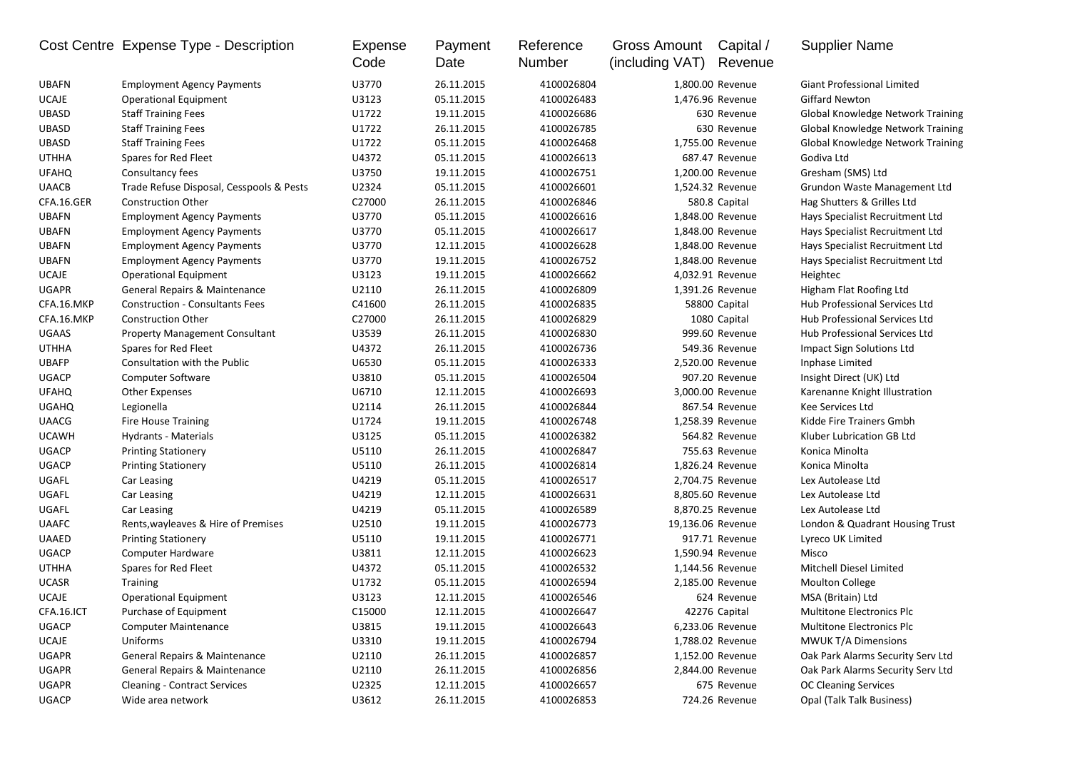| Cost Centre | Expense Type - Description | Expense Code | Payment Date | Reference Number | Gross Amount (including VAT) | Capital / Revenue | Supplier Name |
|---|---|---|---|---|---|---|---|
| UBAFN | Employment Agency Payments | U3770 | 26.11.2015 | 4100026804 | 1,800.00 | Revenue | Giant Professional Limited |
| UCAJE | Operational Equipment | U3123 | 05.11.2015 | 4100026483 | 1,476.96 | Revenue | Giffard Newton |
| UBASD | Staff Training Fees | U1722 | 19.11.2015 | 4100026686 | 630 | Revenue | Global Knowledge Network Training |
| UBASD | Staff Training Fees | U1722 | 26.11.2015 | 4100026785 | 630 | Revenue | Global Knowledge Network Training |
| UBASD | Staff Training Fees | U1722 | 05.11.2015 | 4100026468 | 1,755.00 | Revenue | Global Knowledge Network Training |
| UTHHA | Spares for Red Fleet | U4372 | 05.11.2015 | 4100026613 | 687.47 | Revenue | Godiva Ltd |
| UFAHQ | Consultancy fees | U3750 | 19.11.2015 | 4100026751 | 1,200.00 | Revenue | Gresham (SMS) Ltd |
| UAACB | Trade Refuse Disposal, Cesspools & Pests | U2324 | 05.11.2015 | 4100026601 | 1,524.32 | Revenue | Grundon Waste Management Ltd |
| CFA.16.GER | Construction Other | C27000 | 26.11.2015 | 4100026846 | 580.8 | Capital | Hag Shutters & Grilles Ltd |
| UBAFN | Employment Agency Payments | U3770 | 05.11.2015 | 4100026616 | 1,848.00 | Revenue | Hays Specialist Recruitment Ltd |
| UBAFN | Employment Agency Payments | U3770 | 05.11.2015 | 4100026617 | 1,848.00 | Revenue | Hays Specialist Recruitment Ltd |
| UBAFN | Employment Agency Payments | U3770 | 12.11.2015 | 4100026628 | 1,848.00 | Revenue | Hays Specialist Recruitment Ltd |
| UBAFN | Employment Agency Payments | U3770 | 19.11.2015 | 4100026752 | 1,848.00 | Revenue | Hays Specialist Recruitment Ltd |
| UCAJE | Operational Equipment | U3123 | 19.11.2015 | 4100026662 | 4,032.91 | Revenue | Heightec |
| UGAPR | General Repairs & Maintenance | U2110 | 26.11.2015 | 4100026809 | 1,391.26 | Revenue | Higham Flat Roofing Ltd |
| CFA.16.MKP | Construction - Consultants Fees | C41600 | 26.11.2015 | 4100026835 | 58800 | Capital | Hub Professional Services Ltd |
| CFA.16.MKP | Construction Other | C27000 | 26.11.2015 | 4100026829 | 1080 | Capital | Hub Professional Services Ltd |
| UGAAS | Property Management Consultant | U3539 | 26.11.2015 | 4100026830 | 999.60 | Revenue | Hub Professional Services Ltd |
| UTHHA | Spares for Red Fleet | U4372 | 26.11.2015 | 4100026736 | 549.36 | Revenue | Impact Sign Solutions Ltd |
| UBAFP | Consultation with the Public | U6530 | 05.11.2015 | 4100026333 | 2,520.00 | Revenue | Inphase Limited |
| UGACP | Computer Software | U3810 | 05.11.2015 | 4100026504 | 907.20 | Revenue | Insight Direct (UK) Ltd |
| UFAHQ | Other Expenses | U6710 | 12.11.2015 | 4100026693 | 3,000.00 | Revenue | Karenanne Knight Illustration |
| UGAHQ | Legionella | U2114 | 26.11.2015 | 4100026844 | 867.54 | Revenue | Kee Services Ltd |
| UAACG | Fire House Training | U1724 | 19.11.2015 | 4100026748 | 1,258.39 | Revenue | Kidde Fire Trainers Gmbh |
| UCAWH | Hydrants - Materials | U3125 | 05.11.2015 | 4100026382 | 564.82 | Revenue | Kluber Lubrication GB Ltd |
| UGACP | Printing Stationery | U5110 | 26.11.2015 | 4100026847 | 755.63 | Revenue | Konica Minolta |
| UGACP | Printing Stationery | U5110 | 26.11.2015 | 4100026814 | 1,826.24 | Revenue | Konica Minolta |
| UGAFL | Car Leasing | U4219 | 05.11.2015 | 4100026517 | 2,704.75 | Revenue | Lex Autolease Ltd |
| UGAFL | Car Leasing | U4219 | 12.11.2015 | 4100026631 | 8,805.60 | Revenue | Lex Autolease Ltd |
| UGAFL | Car Leasing | U4219 | 05.11.2015 | 4100026589 | 8,870.25 | Revenue | Lex Autolease Ltd |
| UAAFC | Rents,wayleaves & Hire of Premises | U2510 | 19.11.2015 | 4100026773 | 19,136.06 | Revenue | London & Quadrant Housing Trust |
| UAAED | Printing Stationery | U5110 | 19.11.2015 | 4100026771 | 917.71 | Revenue | Lyreco UK Limited |
| UGACP | Computer Hardware | U3811 | 12.11.2015 | 4100026623 | 1,590.94 | Revenue | Misco |
| UTHHA | Spares for Red Fleet | U4372 | 05.11.2015 | 4100026532 | 1,144.56 | Revenue | Mitchell Diesel Limited |
| UCASR | Training | U1732 | 05.11.2015 | 4100026594 | 2,185.00 | Revenue | Moulton College |
| UCAJE | Operational Equipment | U3123 | 12.11.2015 | 4100026546 | 624 | Revenue | MSA (Britain) Ltd |
| CFA.16.ICT | Purchase of Equipment | C15000 | 12.11.2015 | 4100026647 | 42276 | Capital | Multitone Electronics Plc |
| UGACP | Computer Maintenance | U3815 | 19.11.2015 | 4100026643 | 6,233.06 | Revenue | Multitone Electronics Plc |
| UCAJE | Uniforms | U3310 | 19.11.2015 | 4100026794 | 1,788.02 | Revenue | MWUK T/A Dimensions |
| UGAPR | General Repairs & Maintenance | U2110 | 26.11.2015 | 4100026857 | 1,152.00 | Revenue | Oak Park Alarms Security Serv Ltd |
| UGAPR | General Repairs & Maintenance | U2110 | 26.11.2015 | 4100026856 | 2,844.00 | Revenue | Oak Park Alarms Security Serv Ltd |
| UGAPR | Cleaning - Contract Services | U2325 | 12.11.2015 | 4100026657 | 675 | Revenue | OC Cleaning Services |
| UGACP | Wide area network | U3612 | 26.11.2015 | 4100026853 | 724.26 | Revenue | Opal (Talk Talk Business) |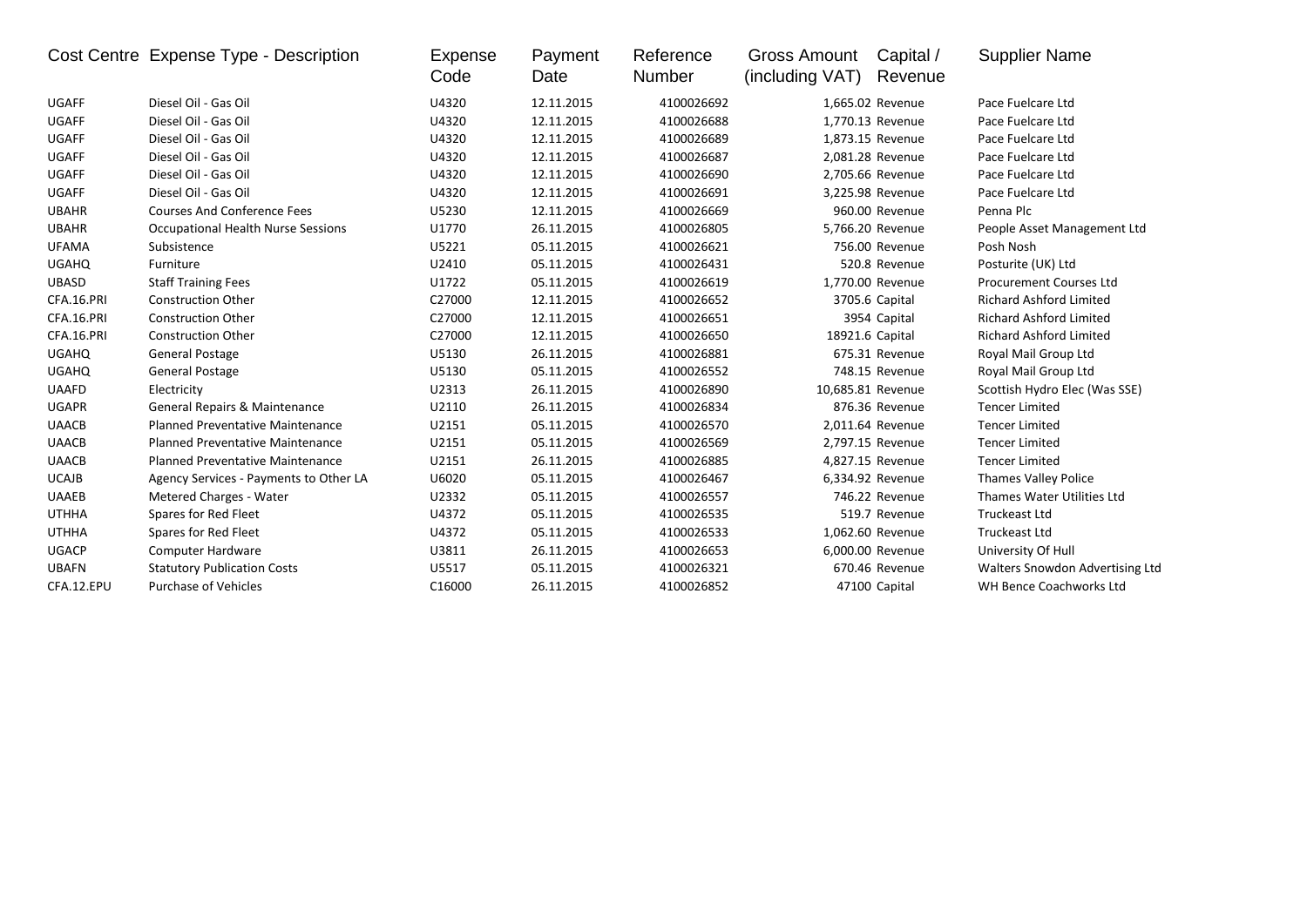| Cost Centre | Expense Type - Description | Expense Code | Payment Date | Reference Number | Gross Amount (including VAT) | Capital / Revenue | Supplier Name |
|---|---|---|---|---|---|---|---|
| UGAFF | Diesel Oil - Gas Oil | U4320 | 12.11.2015 | 4100026692 | 1,665.02 | Revenue | Pace Fuelcare Ltd |
| UGAFF | Diesel Oil - Gas Oil | U4320 | 12.11.2015 | 4100026688 | 1,770.13 | Revenue | Pace Fuelcare Ltd |
| UGAFF | Diesel Oil - Gas Oil | U4320 | 12.11.2015 | 4100026689 | 1,873.15 | Revenue | Pace Fuelcare Ltd |
| UGAFF | Diesel Oil - Gas Oil | U4320 | 12.11.2015 | 4100026687 | 2,081.28 | Revenue | Pace Fuelcare Ltd |
| UGAFF | Diesel Oil - Gas Oil | U4320 | 12.11.2015 | 4100026690 | 2,705.66 | Revenue | Pace Fuelcare Ltd |
| UGAFF | Diesel Oil - Gas Oil | U4320 | 12.11.2015 | 4100026691 | 3,225.98 | Revenue | Pace Fuelcare Ltd |
| UBAHR | Courses And Conference Fees | U5230 | 12.11.2015 | 4100026669 | 960.00 | Revenue | Penna Plc |
| UBAHR | Occupational Health Nurse Sessions | U1770 | 26.11.2015 | 4100026805 | 5,766.20 | Revenue | People Asset Management Ltd |
| UFAMA | Subsistence | U5221 | 05.11.2015 | 4100026621 | 756.00 | Revenue | Posh Nosh |
| UGAHQ | Furniture | U2410 | 05.11.2015 | 4100026431 | 520.8 | Revenue | Posturite (UK) Ltd |
| UBASD | Staff Training Fees | U1722 | 05.11.2015 | 4100026619 | 1,770.00 | Revenue | Procurement Courses Ltd |
| CFA.16.PRI | Construction Other | C27000 | 12.11.2015 | 4100026652 | 3705.6 | Capital | Richard Ashford Limited |
| CFA.16.PRI | Construction Other | C27000 | 12.11.2015 | 4100026651 | 3954 | Capital | Richard Ashford Limited |
| CFA.16.PRI | Construction Other | C27000 | 12.11.2015 | 4100026650 | 18921.6 | Capital | Richard Ashford Limited |
| UGAHQ | General Postage | U5130 | 26.11.2015 | 4100026881 | 675.31 | Revenue | Royal Mail Group Ltd |
| UGAHQ | General Postage | U5130 | 05.11.2015 | 4100026552 | 748.15 | Revenue | Royal Mail Group Ltd |
| UAAFD | Electricity | U2313 | 26.11.2015 | 4100026890 | 10,685.81 | Revenue | Scottish Hydro Elec (Was SSE) |
| UGAPR | General Repairs & Maintenance | U2110 | 26.11.2015 | 4100026834 | 876.36 | Revenue | Tencer Limited |
| UAACB | Planned Preventative Maintenance | U2151 | 05.11.2015 | 4100026570 | 2,011.64 | Revenue | Tencer Limited |
| UAACB | Planned Preventative Maintenance | U2151 | 05.11.2015 | 4100026569 | 2,797.15 | Revenue | Tencer Limited |
| UAACB | Planned Preventative Maintenance | U2151 | 26.11.2015 | 4100026885 | 4,827.15 | Revenue | Tencer Limited |
| UCAJB | Agency Services - Payments to Other LA | U6020 | 05.11.2015 | 4100026467 | 6,334.92 | Revenue | Thames Valley Police |
| UAAEB | Metered Charges - Water | U2332 | 05.11.2015 | 4100026557 | 746.22 | Revenue | Thames Water Utilities Ltd |
| UTHHA | Spares for Red Fleet | U4372 | 05.11.2015 | 4100026535 | 519.7 | Revenue | Truckeast Ltd |
| UTHHA | Spares for Red Fleet | U4372 | 05.11.2015 | 4100026533 | 1,062.60 | Revenue | Truckeast Ltd |
| UGACP | Computer Hardware | U3811 | 26.11.2015 | 4100026653 | 6,000.00 | Revenue | University Of Hull |
| UBAFN | Statutory Publication Costs | U5517 | 05.11.2015 | 4100026321 | 670.46 | Revenue | Walters Snowdon Advertising Ltd |
| CFA.12.EPU | Purchase of Vehicles | C16000 | 26.11.2015 | 4100026852 | 47100 | Capital | WH Bence Coachworks Ltd |